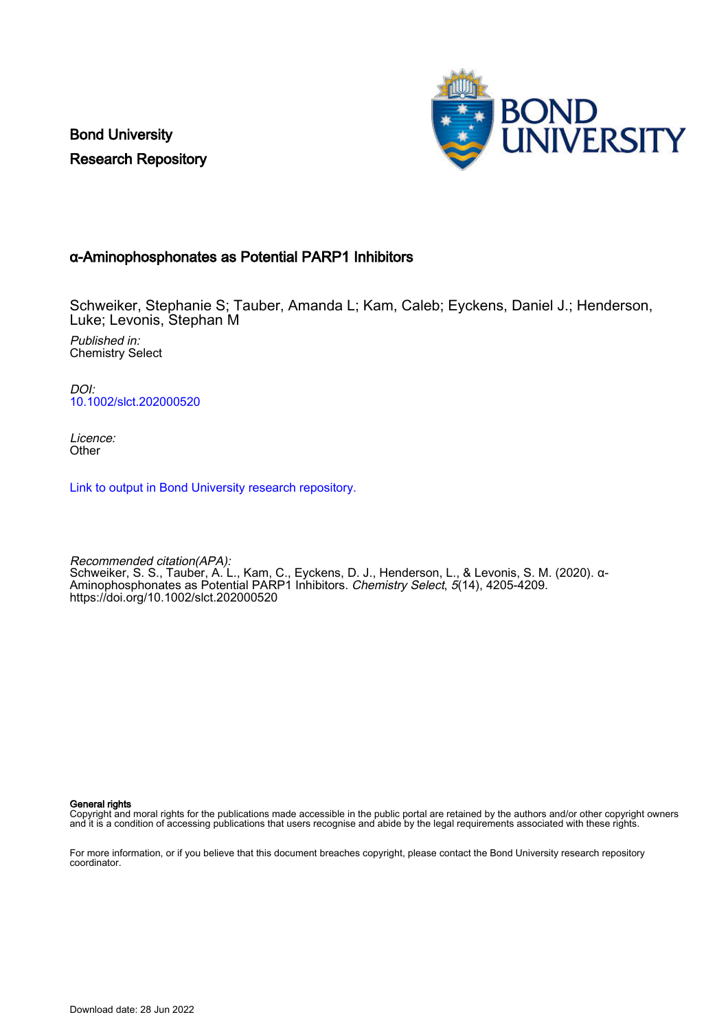Bond University
Research Repository

## α-Aminophosphonates as Potential PARP1 Inhibitors

Schweiker, Stephanie S; Tauber, Amanda L; Kam, Caleb; Eyckens, Daniel J.; Henderson, Luke; Levonis, Stephan M

*Published in:*
Chemistry Select

*DOI:*
10.1002/slct.202000520

*Licence:*
Other

Link to output in Bond University research repository.

*Recommended citation(APA):*
Schweiker, S. S., Tauber, A. L., Kam, C., Eyckens, D. J., Henderson, L., & Levonis, S. M. (2020). α-Aminophosphonates as Potential PARP1 Inhibitors. *Chemistry Select*, *5*(14), 4205-4209. https://doi.org/10.1002/slct.202000520

**General rights**
Copyright and moral rights for the publications made accessible in the public portal are retained by the authors and/or other copyright owners and it is a condition of accessing publications that users recognise and abide by the legal requirements associated with these rights.

For more information, or if you believe that this document breaches copyright, please contact the Bond University research repository coordinator.

Download date: 28 Jun 2022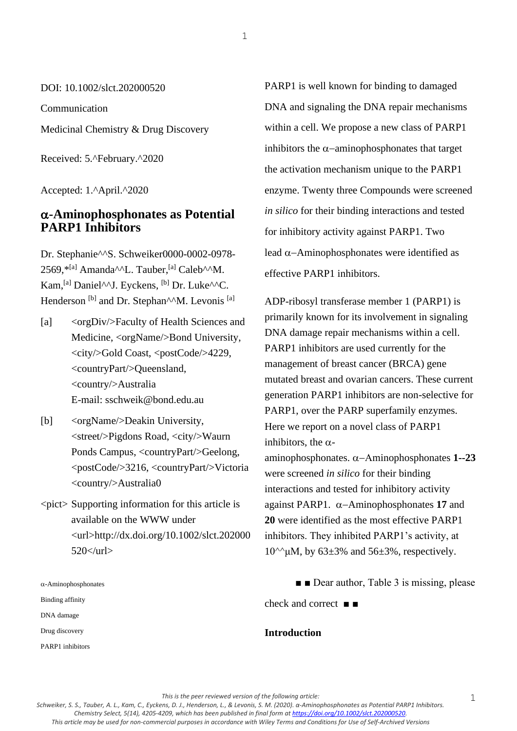DOI: 10.1002/slct.202000520

Communication

Medicinal Chemistry & Drug Discovery

Received: 5.^February.^2020

Accepted: 1.^April.^2020

# α-Aminophosphonates as Potential PARP1 Inhibitors

Dr. Stephanie^^S. Schweiker0000-0002-0978-2569,*[a] Amanda^^L. Tauber,[a] Caleb^^M. Kam,[a] Daniel^^J. Eyckens, [b] Dr. Luke^^C. Henderson [b] and Dr. Stephan^^M. Levonis [a]

[a] <orgDiv/>Faculty of Health Sciences and Medicine, <orgName/>Bond University, <city/>Gold Coast, <postCode/>4229, <countryPart/>Queensland, <country/>Australia
E-mail: sschweik@bond.edu.au

[b] <orgName/>Deakin University, <street/>Pigdons Road, <city/>Waurn Ponds Campus, <countryPart/>Geelong, <postCode/>3216, <countryPart/>Victoria <country/>Australia0

<pict> Supporting information for this article is available on the WWW under <url>http://dx.doi.org/10.1002/slct.202000520</url>

α-Aminophosphonates

Binding affinity

DNA damage

Drug discovery

PARP1 inhibitors

PARP1 is well known for binding to damaged DNA and signaling the DNA repair mechanisms within a cell. We propose a new class of PARP1 inhibitors the α−aminophosphonates that target the activation mechanism unique to the PARP1 enzyme. Twenty three Compounds were screened *in silico* for their binding interactions and tested for inhibitory activity against PARP1. Two lead α−Aminophosphonates were identified as effective PARP1 inhibitors.

ADP-ribosyl transferase member 1 (PARP1) is primarily known for its involvement in signaling DNA damage repair mechanisms within a cell. PARP1 inhibitors are used currently for the management of breast cancer (BRCA) gene mutated breast and ovarian cancers. These current generation PARP1 inhibitors are non-selective for PARP1, over the PARP superfamily enzymes. Here we report on a novel class of PARP1 inhibitors, the α-aminophosphonates. α−Aminophosphonates **1--23** were screened *in silico* for their binding interactions and tested for inhibitory activity against PARP1. α−Aminophosphonates **17** and **20** were identified as the most effective PARP1 inhibitors. They inhibited PARP1's activity, at 10^^µM, by 63±3% and 56±3%, respectively.

■ ■ Dear author, Table 3 is missing, please check and correct ■ ■

## Introduction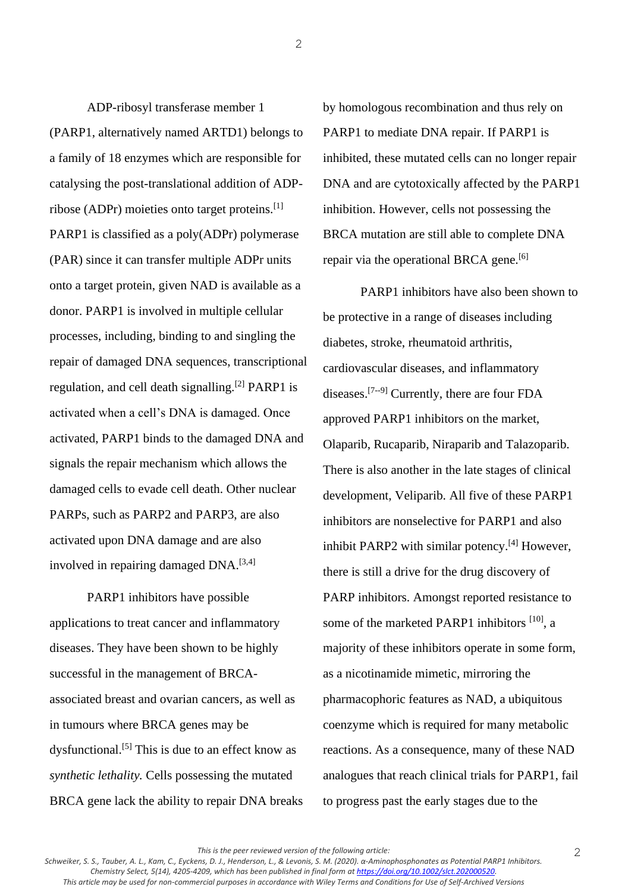ADP-ribosyl transferase member 1 (PARP1, alternatively named ARTD1) belongs to a family of 18 enzymes which are responsible for catalysing the post-translational addition of ADP-ribose (ADPr) moieties onto target proteins.[1] PARP1 is classified as a poly(ADPr) polymerase (PAR) since it can transfer multiple ADPr units onto a target protein, given NAD is available as a donor. PARP1 is involved in multiple cellular processes, including, binding to and singling the repair of damaged DNA sequences, transcriptional regulation, and cell death signalling.[2] PARP1 is activated when a cell's DNA is damaged. Once activated, PARP1 binds to the damaged DNA and signals the repair mechanism which allows the damaged cells to evade cell death. Other nuclear PARPs, such as PARP2 and PARP3, are also activated upon DNA damage and are also involved in repairing damaged DNA.[3,4]

PARP1 inhibitors have possible applications to treat cancer and inflammatory diseases. They have been shown to be highly successful in the management of BRCA-associated breast and ovarian cancers, as well as in tumours where BRCA genes may be dysfunctional.[5] This is due to an effect know as *synthetic lethality.* Cells possessing the mutated BRCA gene lack the ability to repair DNA breaks by homologous recombination and thus rely on PARP1 to mediate DNA repair. If PARP1 is inhibited, these mutated cells can no longer repair DNA and are cytotoxically affected by the PARP1 inhibition. However, cells not possessing the BRCA mutation are still able to complete DNA repair via the operational BRCA gene.[6]

PARP1 inhibitors have also been shown to be protective in a range of diseases including diabetes, stroke, rheumatoid arthritis, cardiovascular diseases, and inflammatory diseases.[7–9] Currently, there are four FDA approved PARP1 inhibitors on the market, Olaparib, Rucaparib, Niraparib and Talazoparib. There is also another in the late stages of clinical development, Veliparib. All five of these PARP1 inhibitors are nonselective for PARP1 and also inhibit PARP2 with similar potency.[4] However, there is still a drive for the drug discovery of PARP inhibitors. Amongst reported resistance to some of the marketed PARP1 inhibitors [10], a majority of these inhibitors operate in some form, as a nicotinamide mimetic, mirroring the pharmacophoric features as NAD, a ubiquitous coenzyme which is required for many metabolic reactions. As a consequence, many of these NAD analogues that reach clinical trials for PARP1, fail to progress past the early stages due to the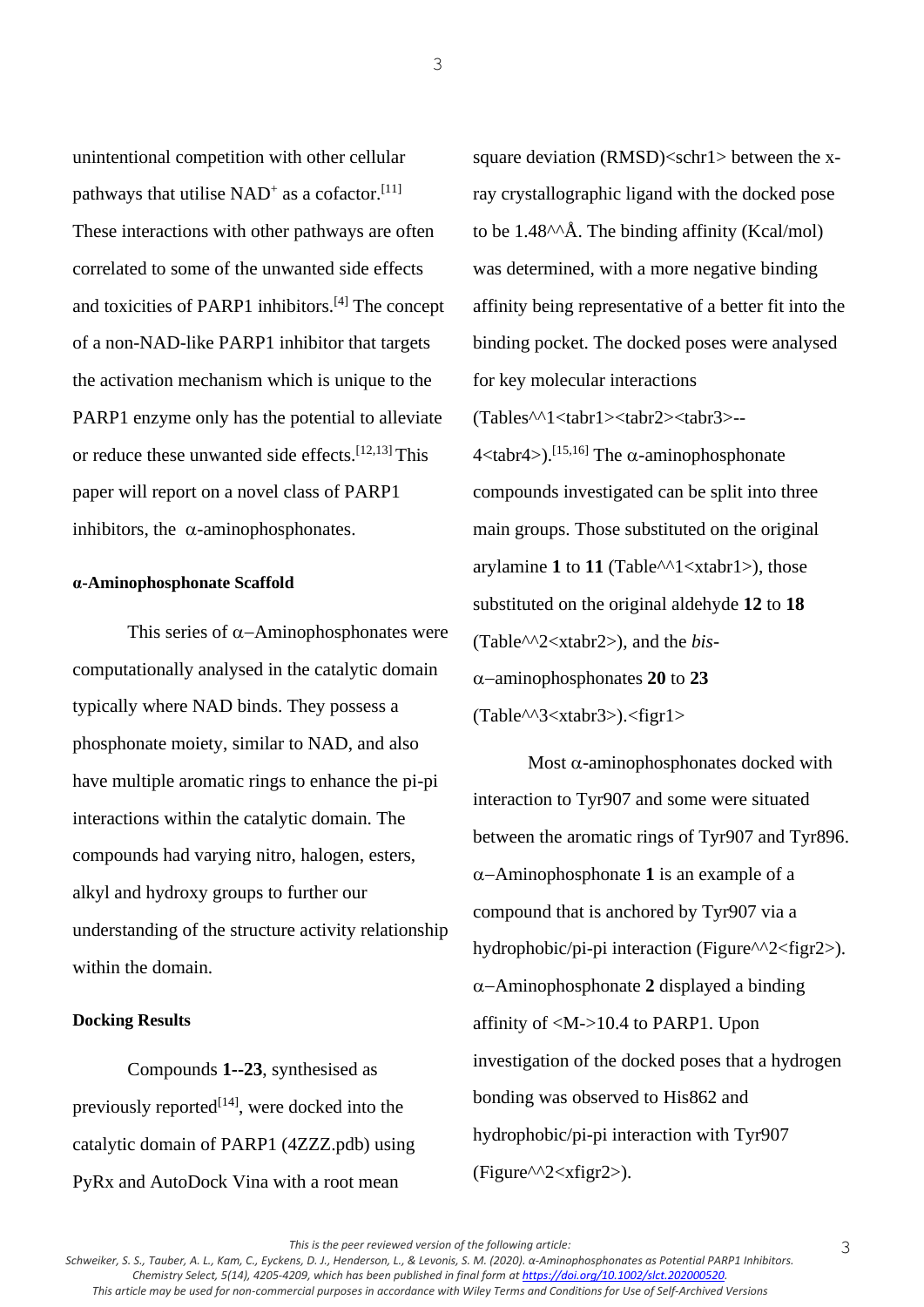unintentional competition with other cellular pathways that utilise $NAD^+$ as a cofactor.[11] These interactions with other pathways are often correlated to some of the unwanted side effects and toxicities of PARP1 inhibitors.[4] The concept of a non-NAD-like PARP1 inhibitor that targets the activation mechanism which is unique to the PARP1 enzyme only has the potential to alleviate or reduce these unwanted side effects.[12,13] This paper will report on a novel class of PARP1 inhibitors, the α-aminophosphonates.

#### α-Aminophosphonate Scaffold

This series of α–Aminophosphonates were computationally analysed in the catalytic domain typically where NAD binds. They possess a phosphonate moiety, similar to NAD, and also have multiple aromatic rings to enhance the pi-pi interactions within the catalytic domain. The compounds had varying nitro, halogen, esters, alkyl and hydroxy groups to further our understanding of the structure activity relationship within the domain.

#### Docking Results

Compounds **1--23**, synthesised as previously reported[14], were docked into the catalytic domain of PARP1 (4ZZZ.pdb) using PyRx and AutoDock Vina with a root mean square deviation (RMSD)<schr1> between the x-ray crystallographic ligand with the docked pose to be 1.48^^Å. The binding affinity (Kcal/mol) was determined, with a more negative binding affinity being representative of a better fit into the binding pocket. The docked poses were analysed for key molecular interactions (Tables^^1<tabr1><tabr2><tabr3>--4<tabr4>).[15,16] The α-aminophosphonate compounds investigated can be split into three main groups. Those substituted on the original arylamine **1** to **11** (Table^^1<xtabr1>), those substituted on the original aldehyde **12** to **18** (Table^^2<xtabr2>), and the *bis*-α–aminophosphonates **20** to **23** (Table^^3<xtabr3>).<figr1>

Most α-aminophosphonates docked with interaction to Tyr907 and some were situated between the aromatic rings of Tyr907 and Tyr896. α–Aminophosphonate **1** is an example of a compound that is anchored by Tyr907 via a hydrophobic/pi-pi interaction (Figure^^2<figr2>). α–Aminophosphonate **2** displayed a binding affinity of <M->10.4 to PARP1. Upon investigation of the docked poses that a hydrogen bonding was observed to His862 and hydrophobic/pi-pi interaction with Tyr907 (Figure^^2<xfigr2>).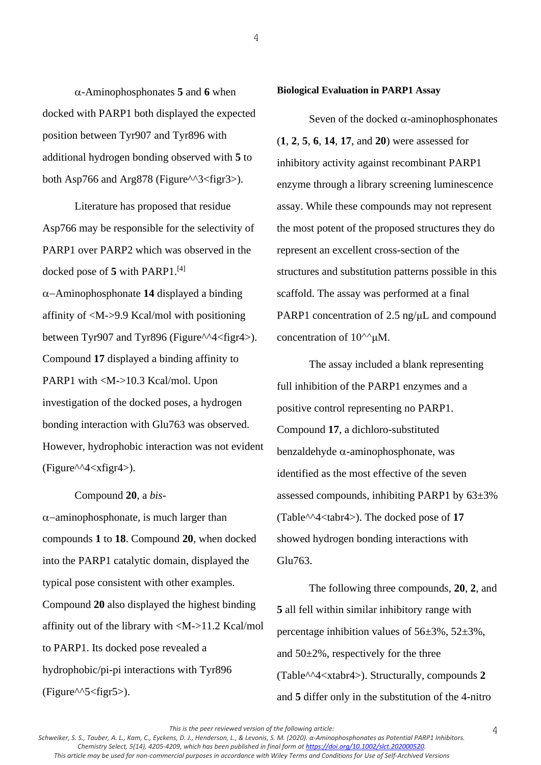α-Aminophosphonates **5** and **6** when docked with PARP1 both displayed the expected position between Tyr907 and Tyr896 with additional hydrogen bonding observed with **5** to both Asp766 and Arg878 (Figure^^3<figr3>).

Literature has proposed that residue Asp766 may be responsible for the selectivity of PARP1 over PARP2 which was observed in the docked pose of **5** with PARP1.[4] α–Aminophosphonate **14** displayed a binding affinity of <M->9.9 Kcal/mol with positioning between Tyr907 and Tyr896 (Figure^^4<figr4>). Compound **17** displayed a binding affinity to PARP1 with <M->10.3 Kcal/mol. Upon investigation of the docked poses, a hydrogen bonding interaction with Glu763 was observed. However, hydrophobic interaction was not evident (Figure^^4<xfigr4>).

Compound **20**, a *bis*-α–aminophosphonate, is much larger than compounds **1** to **18**. Compound **20**, when docked into the PARP1 catalytic domain, displayed the typical pose consistent with other examples. Compound **20** also displayed the highest binding affinity out of the library with <M->11.2 Kcal/mol to PARP1. Its docked pose revealed a hydrophobic/pi-pi interactions with Tyr896 (Figure^^5<figr5>).

**Biological Evaluation in PARP1 Assay**

Seven of the docked α-aminophosphonates (**1**, **2**, **5**, **6**, **14**, **17**, and **20**) were assessed for inhibitory activity against recombinant PARP1 enzyme through a library screening luminescence assay. While these compounds may not represent the most potent of the proposed structures they do represent an excellent cross-section of the structures and substitution patterns possible in this scaffold. The assay was performed at a final PARP1 concentration of 2.5 ng/μL and compound concentration of 10^^μM.

The assay included a blank representing full inhibition of the PARP1 enzymes and a positive control representing no PARP1. Compound **17**, a dichloro-substituted benzaldehyde α-aminophosphonate, was identified as the most effective of the seven assessed compounds, inhibiting PARP1 by 63±3% (Table^^4<tabr4>). The docked pose of **17** showed hydrogen bonding interactions with Glu763.

The following three compounds, **20**, **2**, and **5** all fell within similar inhibitory range with percentage inhibition values of 56±3%, 52±3%, and 50±2%, respectively for the three (Table^^4<xtabr4>). Structurally, compounds **2** and **5** differ only in the substitution of the 4-nitro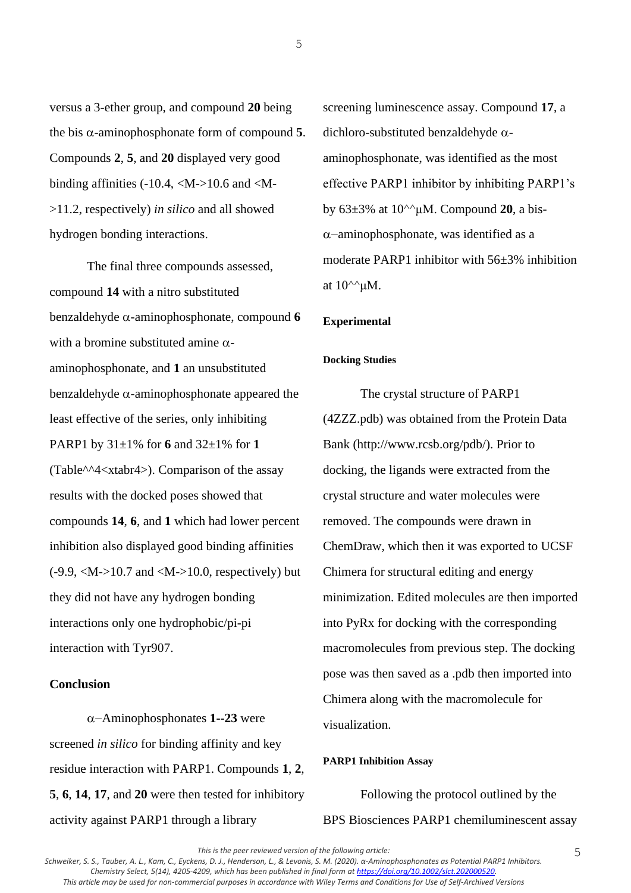versus a 3-ether group, and compound **20** being the bis α-aminophosphonate form of compound **5**. Compounds **2**, **5**, and **20** displayed very good binding affinities (-10.4, <M->10.6 and <M->11.2, respectively) *in silico* and all showed hydrogen bonding interactions.

The final three compounds assessed, compound **14** with a nitro substituted benzaldehyde α-aminophosphonate, compound **6** with a bromine substituted amine α-aminophosphonate, and **1** an unsubstituted benzaldehyde α-aminophosphonate appeared the least effective of the series, only inhibiting PARP1 by 31±1% for **6** and 32±1% for **1** (Table^^4<xtabr4>). Comparison of the assay results with the docked poses showed that compounds **14**, **6**, and **1** which had lower percent inhibition also displayed good binding affinities (-9.9, <M->10.7 and <M->10.0, respectively) but they did not have any hydrogen bonding interactions only one hydrophobic/pi-pi interaction with Tyr907.

## Conclusion

α–Aminophosphonates **1--23** were screened *in silico* for binding affinity and key residue interaction with PARP1. Compounds **1**, **2**, **5**, **6**, **14**, **17**, and **20** were then tested for inhibitory activity against PARP1 through a library screening luminescence assay. Compound **17**, a dichloro-substituted benzaldehyde α-aminophosphonate, was identified as the most effective PARP1 inhibitor by inhibiting PARP1's by 63±3% at 10^^μM. Compound **20**, a bis-α–aminophosphonate, was identified as a moderate PARP1 inhibitor with 56±3% inhibition at 10^^μM.

## Experimental

### Docking Studies

The crystal structure of PARP1 (4ZZZ.pdb) was obtained from the Protein Data Bank (http://www.rcsb.org/pdb/). Prior to docking, the ligands were extracted from the crystal structure and water molecules were removed. The compounds were drawn in ChemDraw, which then it was exported to UCSF Chimera for structural editing and energy minimization. Edited molecules are then imported into PyRx for docking with the corresponding macromolecules from previous step. The docking pose was then saved as a .pdb then imported into Chimera along with the macromolecule for visualization.

### PARP1 Inhibition Assay

Following the protocol outlined by the BPS Biosciences PARP1 chemiluminescent assay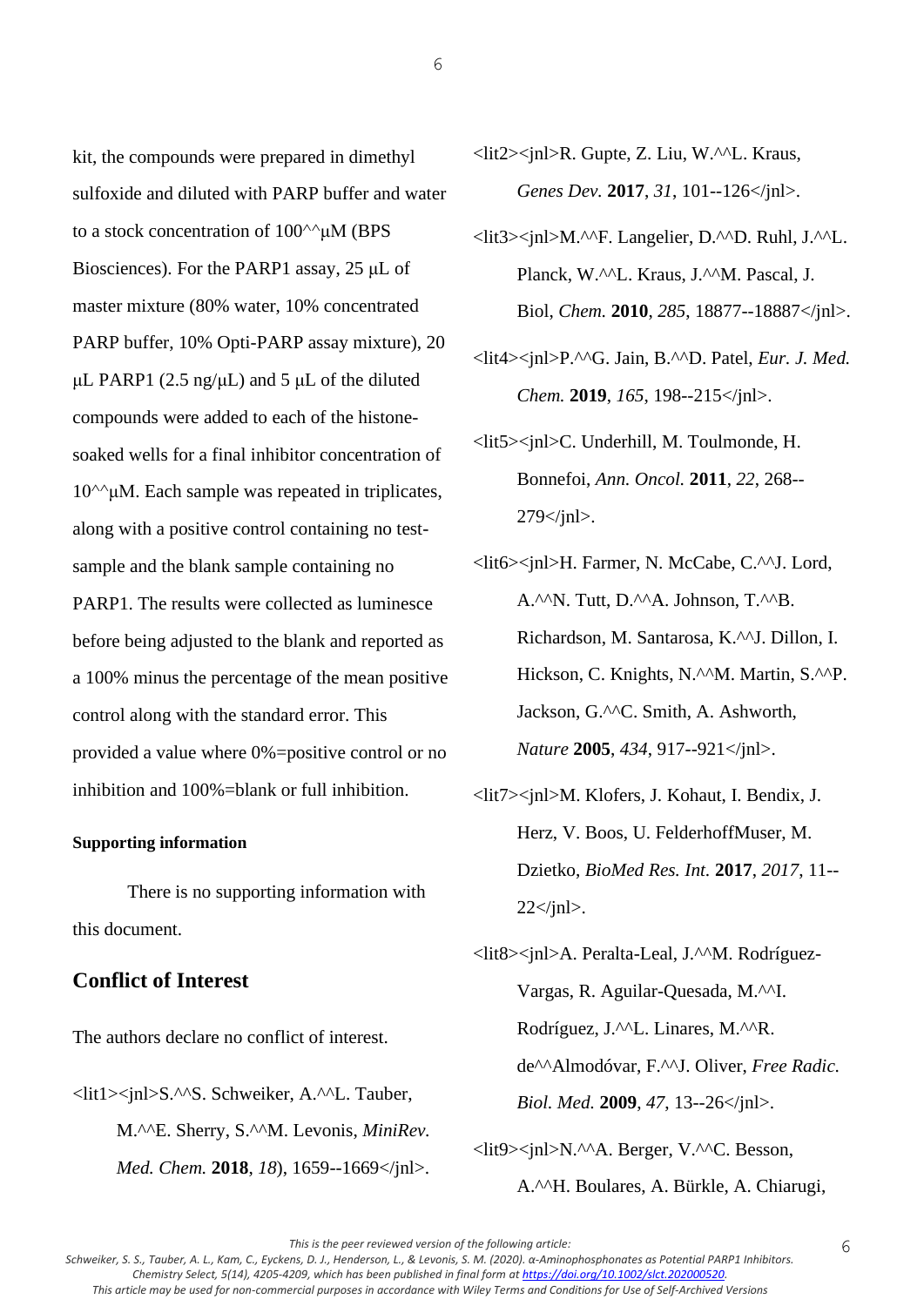kit, the compounds were prepared in dimethyl sulfoxide and diluted with PARP buffer and water to a stock concentration of 100^^µM (BPS Biosciences). For the PARP1 assay, 25 µL of master mixture (80% water, 10% concentrated PARP buffer, 10% Opti-PARP assay mixture), 20 µL PARP1 (2.5 ng/µL) and 5 µL of the diluted compounds were added to each of the histone-soaked wells for a final inhibitor concentration of 10^^µM. Each sample was repeated in triplicates, along with a positive control containing no test-sample and the blank sample containing no PARP1. The results were collected as luminesce before being adjusted to the blank and reported as a 100% minus the percentage of the mean positive control along with the standard error. This provided a value where 0%=positive control or no inhibition and 100%=blank or full inhibition.

#### Supporting information

There is no supporting information with this document.

## Conflict of Interest

The authors declare no conflict of interest.

<lit1><jnl>S.^^S. Schweiker, A.^^L. Tauber, M.^^E. Sherry, S.^^M. Levonis, *MiniRev. Med. Chem.* **2018**, *18*), 1659--1669</jnl>.

<lit2><jnl>R. Gupte, Z. Liu, W.^^L. Kraus, *Genes Dev.* **2017**, *31*, 101--126</jnl>.

<lit3><jnl>M.^^F. Langelier, D.^^D. Ruhl, J.^^L. Planck, W.^^L. Kraus, J.^^M. Pascal, J. Biol, *Chem.* **2010**, *285*, 18877--18887</jnl>.

<lit4><jnl>P.^^G. Jain, B.^^D. Patel, *Eur. J. Med. Chem.* **2019**, *165*, 198--215</jnl>.

<lit5><jnl>C. Underhill, M. Toulmonde, H. Bonnefoi, *Ann. Oncol.* **2011**, *22*, 268--279</jnl>.

<lit6><jnl>H. Farmer, N. McCabe, C.^^J. Lord, A.^^N. Tutt, D.^^A. Johnson, T.^^B. Richardson, M. Santarosa, K.^^J. Dillon, I. Hickson, C. Knights, N.^^M. Martin, S.^^P. Jackson, G.^^C. Smith, A. Ashworth, *Nature* **2005**, *434*, 917--921</jnl>.

<lit7><jnl>M. Klofers, J. Kohaut, I. Bendix, J. Herz, V. Boos, U. FelderhoffMuser, M. Dzietko, *BioMed Res. Int.* **2017**, *2017*, 11--22</jnl>.

<lit8><jnl>A. Peralta-Leal, J.^^M. Rodríguez-Vargas, R. Aguilar-Quesada, M.^^I. Rodríguez, J.^^L. Linares, M.^^R. de^^Almodóvar, F.^^J. Oliver, *Free Radic. Biol. Med.* **2009**, *47*, 13--26</jnl>.

<lit9><jnl>N.^^A. Berger, V.^^C. Besson, A.^^H. Boulares, A. Bürkle, A. Chiarugi,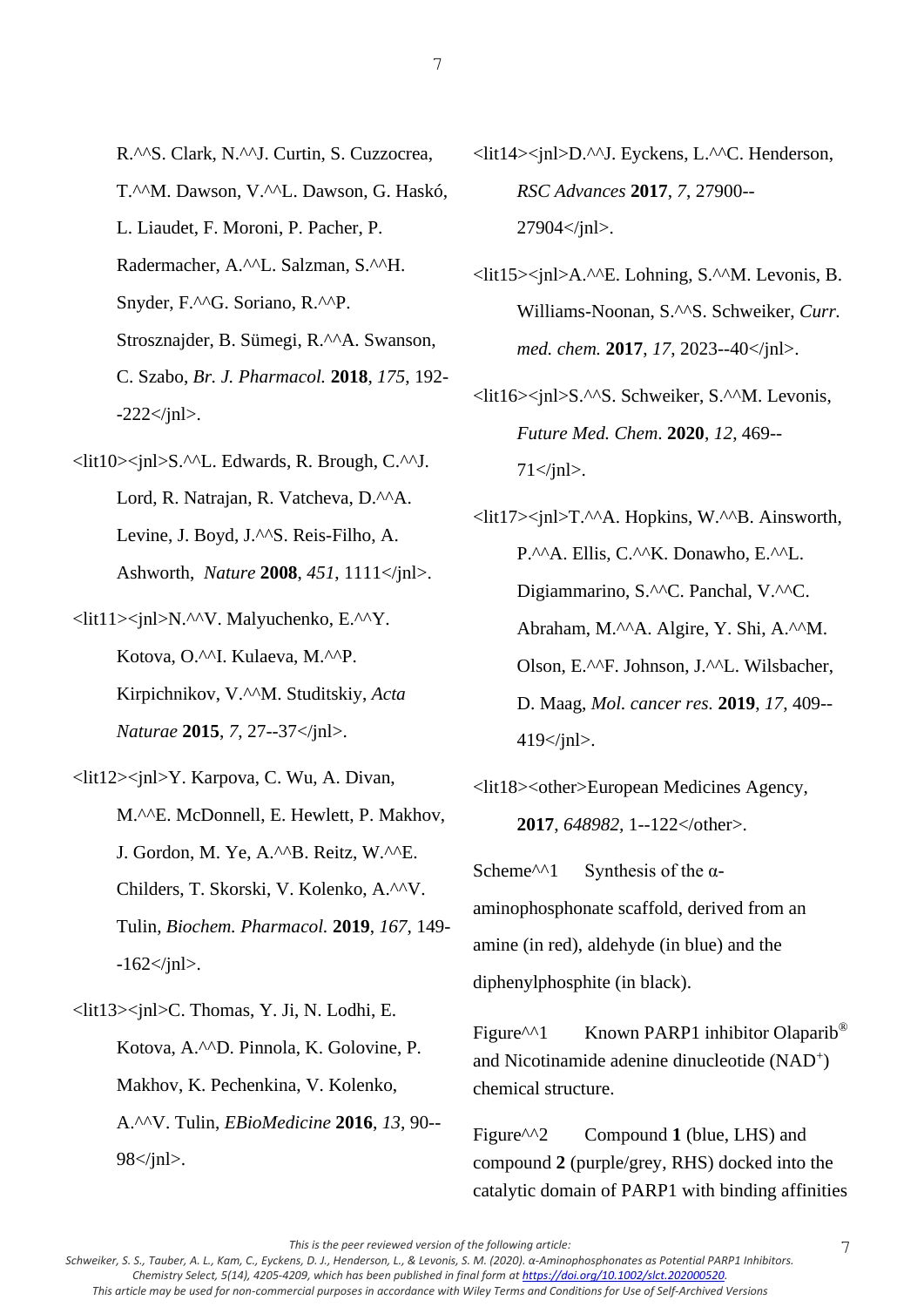R.^^S. Clark, N.^^J. Curtin, S. Cuzzocrea, T.^^M. Dawson, V.^^L. Dawson, G. Haskó, L. Liaudet, F. Moroni, P. Pacher, P. Radermacher, A.^^L. Salzman, S.^^H. Snyder, F.^^G. Soriano, R.^^P. Strosznajder, B. Sümegi, R.^^A. Swanson, C. Szabo, *Br. J. Pharmacol.* **2018**, *175*, 192--222</jnl>.

<lit10><jnl>S.^^L. Edwards, R. Brough, C.^^J. Lord, R. Natrajan, R. Vatcheva, D.^^A. Levine, J. Boyd, J.^^S. Reis-Filho, A. Ashworth, *Nature* **2008**, *451*, 1111</jnl>.

<lit11><jnl>N.^^V. Malyuchenko, E.^^Y. Kotova, O.^^I. Kulaeva, M.^^P. Kirpichnikov, V.^^M. Studitskiy, *Acta Naturae* **2015**, *7*, 27--37</jnl>.

<lit12><jnl>Y. Karpova, C. Wu, A. Divan, M.^^E. McDonnell, E. Hewlett, P. Makhov, J. Gordon, M. Ye, A.^^B. Reitz, W.^^E. Childers, T. Skorski, V. Kolenko, A.^^V. Tulin, *Biochem. Pharmacol.* **2019**, *167*, 149--162</jnl>.

<lit13><jnl>C. Thomas, Y. Ji, N. Lodhi, E. Kotova, A.^^D. Pinnola, K. Golovine, P. Makhov, K. Pechenkina, V. Kolenko, A.^^V. Tulin, *EBioMedicine* **2016**, *13*, 90--98</jnl>.

<lit14><jnl>D.^^J. Eyckens, L.^^C. Henderson, *RSC Advances* **2017**, *7*, 27900--27904</jnl>.

<lit15><jnl>A.^^E. Lohning, S.^^M. Levonis, B. Williams-Noonan, S.^^S. Schweiker, *Curr. med. chem.* **2017**, *17*, 2023--40</jnl>.

<lit16><jnl>S.^^S. Schweiker, S.^^M. Levonis, *Future Med. Chem.* **2020**, *12*, 469--71</jnl>.

<lit17><jnl>T.^^A. Hopkins, W.^^B. Ainsworth, P.^^A. Ellis, C.^^K. Donawho, E.^^L. Digiammarino, S.^^C. Panchal, V.^^C. Abraham, M.^^A. Algire, Y. Shi, A.^^M. Olson, E.^^F. Johnson, J.^^L. Wilsbacher, D. Maag, *Mol. cancer res.* **2019**, *17*, 409--419</jnl>.

<lit18><other>European Medicines Agency, **2017**, *648982*, 1--122</other>.

Scheme^^1 Synthesis of the α-aminophosphonate scaffold, derived from an amine (in red), aldehyde (in blue) and the diphenylphosphite (in black).

Figure^^1 Known PARP1 inhibitor Olaparib® and Nicotinamide adenine dinucleotide ($NAD^+$) chemical structure.

Figure^^2 Compound **1** (blue, LHS) and compound **2** (purple/grey, RHS) docked into the catalytic domain of PARP1 with binding affinities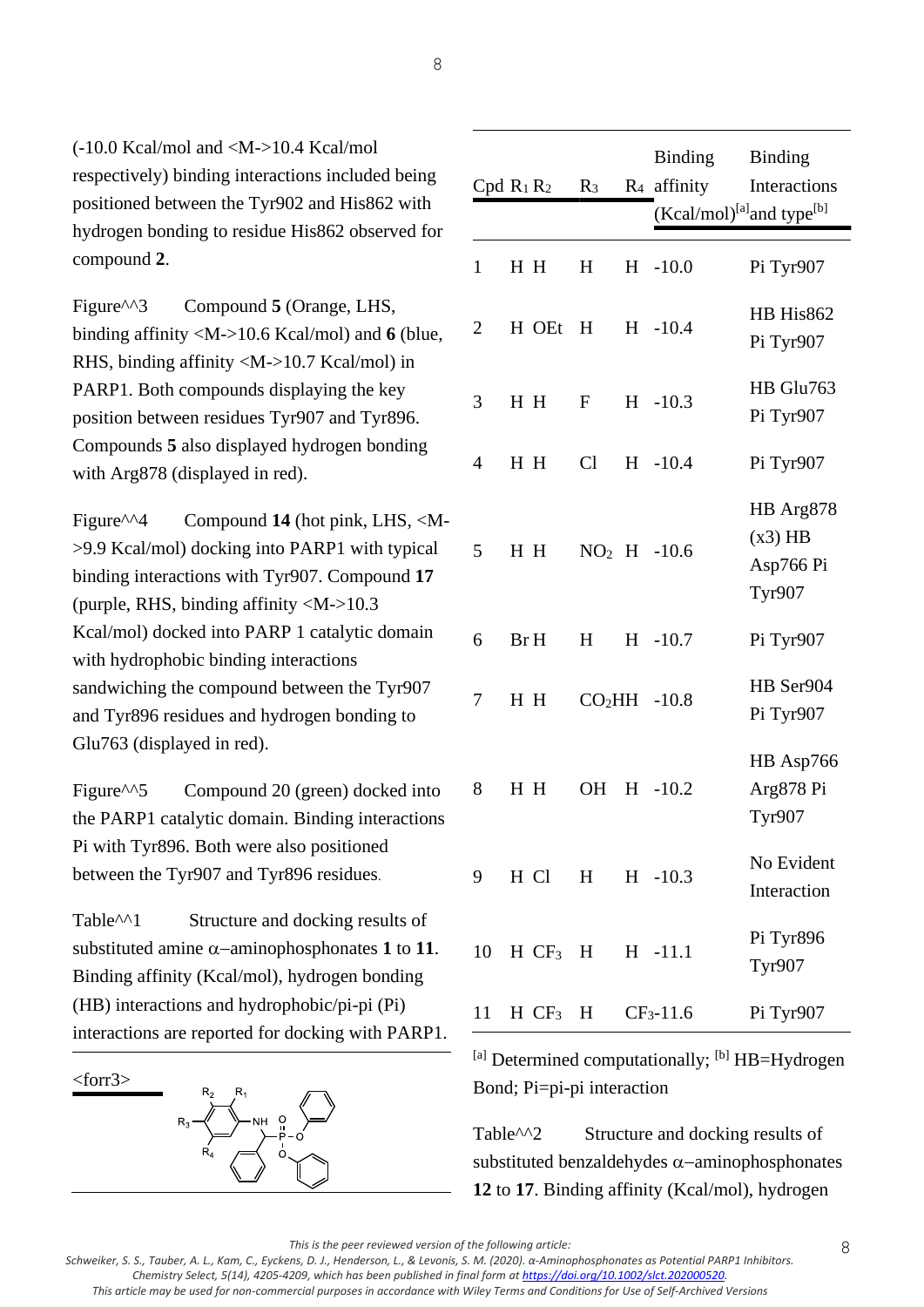(-10.0 Kcal/mol and <M->10.4 Kcal/mol respectively) binding interactions included being positioned between the Tyr902 and His862 with hydrogen bonding to residue His862 observed for compound **2**.

Figure^^3 Compound **5** (Orange, LHS, binding affinity <M->10.6 Kcal/mol) and **6** (blue, RHS, binding affinity <M->10.7 Kcal/mol) in PARP1. Both compounds displaying the key position between residues Tyr907 and Tyr896. Compounds **5** also displayed hydrogen bonding with Arg878 (displayed in red).

Figure^^4 Compound **14** (hot pink, LHS, <M->9.9 Kcal/mol) docking into PARP1 with typical binding interactions with Tyr907. Compound **17** (purple, RHS, binding affinity <M->10.3 Kcal/mol) docked into PARP 1 catalytic domain with hydrophobic binding interactions sandwiching the compound between the Tyr907 and Tyr896 residues and hydrogen bonding to Glu763 (displayed in red).

Figure^^5 Compound 20 (green) docked into the PARP1 catalytic domain. Binding interactions Pi with Tyr896. Both were also positioned between the Tyr907 and Tyr896 residues.

Table^^1 Structure and docking results of substituted amine α–aminophosphonates **1** to **11**. Binding affinity (Kcal/mol), hydrogen bonding (HB) interactions and hydrophobic/pi-pi (Pi) interactions are reported for docking with PARP1.

<forr3>

| Cpd | $R_1$ | $R_2$ | $R_3$ | $R_4$ | Binding affinity (Kcal/mol)[a] | Binding Interactions and type[b] |
|---|---|---|---|---|---|---|
| 1 | H | H | H | H | -10.0 | Pi Tyr907 |
| 2 | H | OEt | H | H | -10.4 | HB His862 Pi Tyr907 |
| 3 | H | H | F | H | -10.3 | HB Glu763 Pi Tyr907 |
| 4 | H | H | Cl | H | -10.4 | Pi Tyr907 |
| 5 | H | H | $NO_2$ | H | -10.6 | HB Arg878 (x3) HB Asp766 Pi Tyr907 |
| 6 | Br | H | H | H | -10.7 | Pi Tyr907 |
| 7 | H | H | $CO_2H$ | H | -10.8 | HB Ser904 Pi Tyr907 |
| 8 | H | H | OH | H | -10.2 | HB Asp766 Arg878 Pi Tyr907 |
| 9 | H | Cl | H | H | -10.3 | No Evident Interaction |
| 10 | H | $CF_3$ | H | H | -11.1 | Pi Tyr896 Tyr907 |
| 11 | H | $CF_3$ | H | $CF_3$ | -11.6 | Pi Tyr907 |

[a] Determined computationally; [b] HB=Hydrogen Bond; Pi=pi-pi interaction

Table^^2 Structure and docking results of substituted benzaldehydes α–aminophosphonates **12** to **17**. Binding affinity (Kcal/mol), hydrogen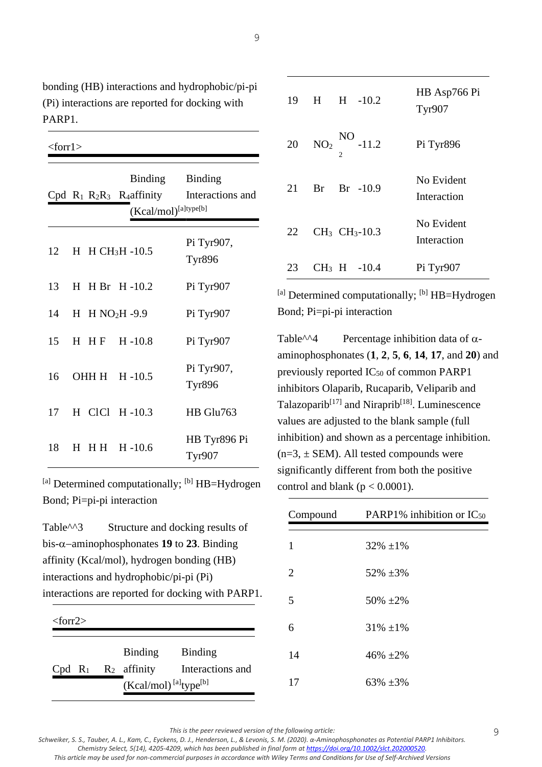bonding (HB) interactions and hydrophobic/pi-pi (Pi) interactions are reported for docking with PARP1.

<forr1>

| Cpd | $R_1$ | $R_2$ | $R_3$ | $R_4$ | Binding affinity (Kcal/mol)[a] | Binding Interactions and type[b] |
|---|---|---|---|---|---|---|
| 12 | H | H | $CH_3$ | H | -10.5 | Pi Tyr907, Tyr896 |
| 13 | H | H | Br | H | -10.2 | Pi Tyr907 |
| 14 | H | H | $NO_2$ | H | -9.9 | Pi Tyr907 |
| 15 | H | H | F | H | -10.8 | Pi Tyr907 |
| 16 | OH | H | H | H | -10.5 | Pi Tyr907, Tyr896 |
| 17 | H | Cl | Cl | H | -10.3 | HB Glu763 |
| 18 | H | H | H | H | -10.6 | HB Tyr896 Pi Tyr907 |

[a] Determined computationally; [b] HB=Hydrogen Bond; Pi=pi-pi interaction

Table^^3 Structure and docking results of bis-α–aminophosphonates **19** to **23**. Binding affinity (Kcal/mol), hydrogen bonding (HB) interactions and hydrophobic/pi-pi (Pi) interactions are reported for docking with PARP1.

<forr2>

| Cpd | $R_1$ | $R_2$ | Binding affinity (Kcal/mol) [a] | Binding Interactions and type[b] |
|---|---|---|---|---|
| 19 | H | H | -10.2 | HB Asp766 Pi Tyr907 |
| 20 | $NO_2$ | $NO_2$ | -11.2 | Pi Tyr896 |
| 21 | Br | Br | -10.9 | No Evident Interaction |
| 22 | $CH_3$ | $CH_3$ | -10.3 | No Evident Interaction |
| 23 | $CH_3$ | H | -10.4 | Pi Tyr907 |

[a] Determined computationally; [b] HB=Hydrogen Bond; Pi=pi-pi interaction

Table^^4 Percentage inhibition data of α-aminophosphonates (**1**, **2**, **5**, **6**, **14**, **17**, and **20**) and previously reported $IC_{50}$ of common PARP1 inhibitors Olaparib, Rucaparib, Veliparib and Talazoparib[17] and Niraprib[18]. Luminescence values are adjusted to the blank sample (full inhibition) and shown as a percentage inhibition. (n=3, ± SEM). All tested compounds were significantly different from both the positive control and blank ($p < 0.0001$).

| Compound | PARP1% inhibition or $IC_{50}$ |
|---|---|
| 1 | 32% ±1% |
| 2 | 52% ±3% |
| 5 | 50% ±2% |
| 6 | 31% ±1% |
| 14 | 46% ±2% |
| 17 | 63% ±3% |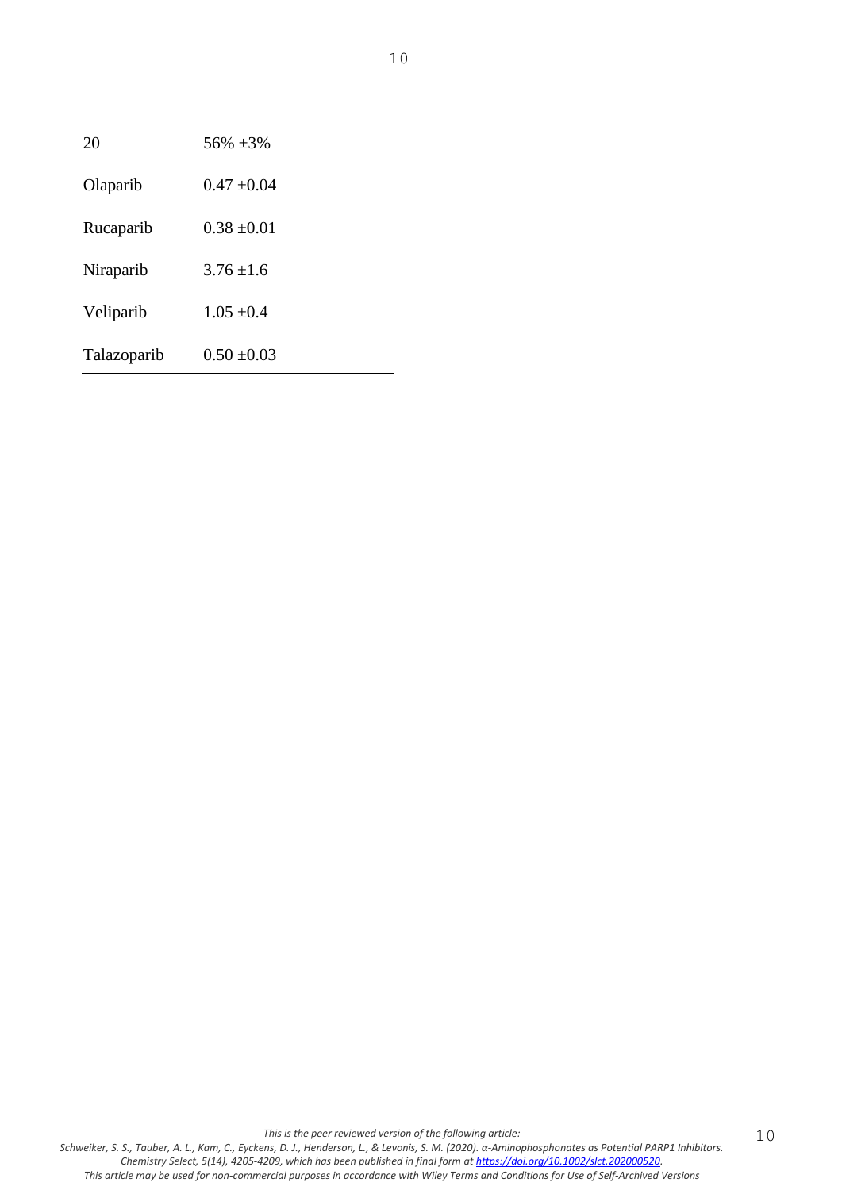| | |
|---|---|
| 20 | 56% ±3% |
| Olaparib | 0.47 ±0.04 |
| Rucaparib | 0.38 ±0.01 |
| Niraparib | 3.76 ±1.6 |
| Veliparib | 1.05 ±0.4 |
| Talazoparib | 0.50 ±0.03 |